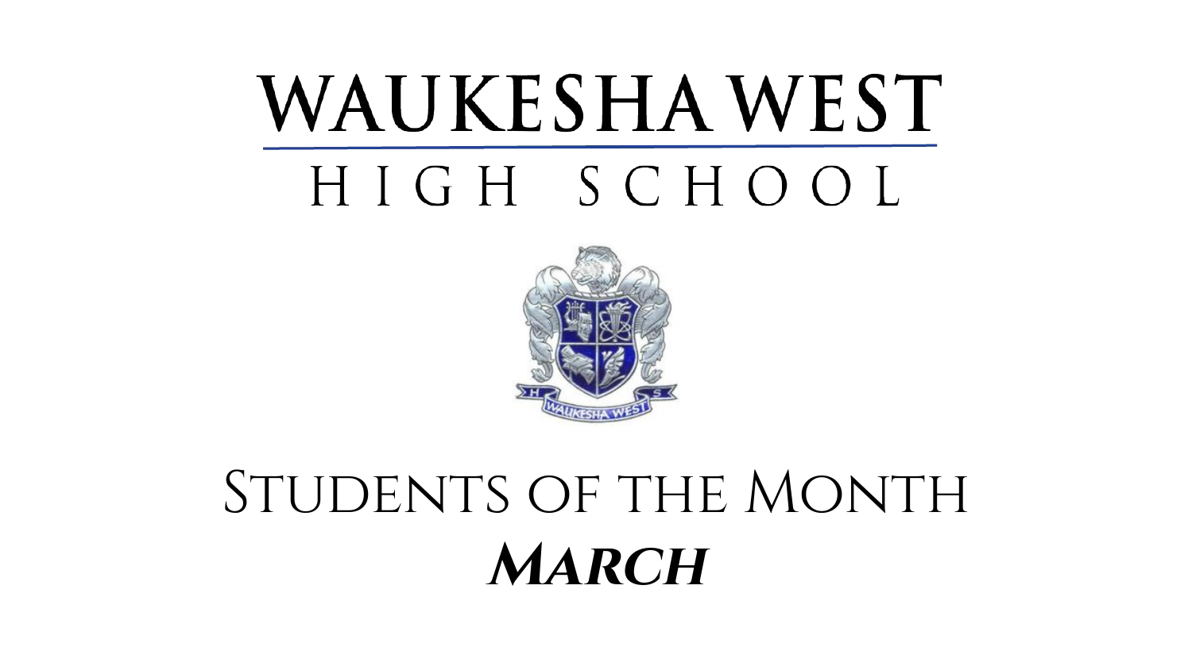# WAUKESHA WEST

## HIGH SCHOOL

# Students of the Month

## ***March***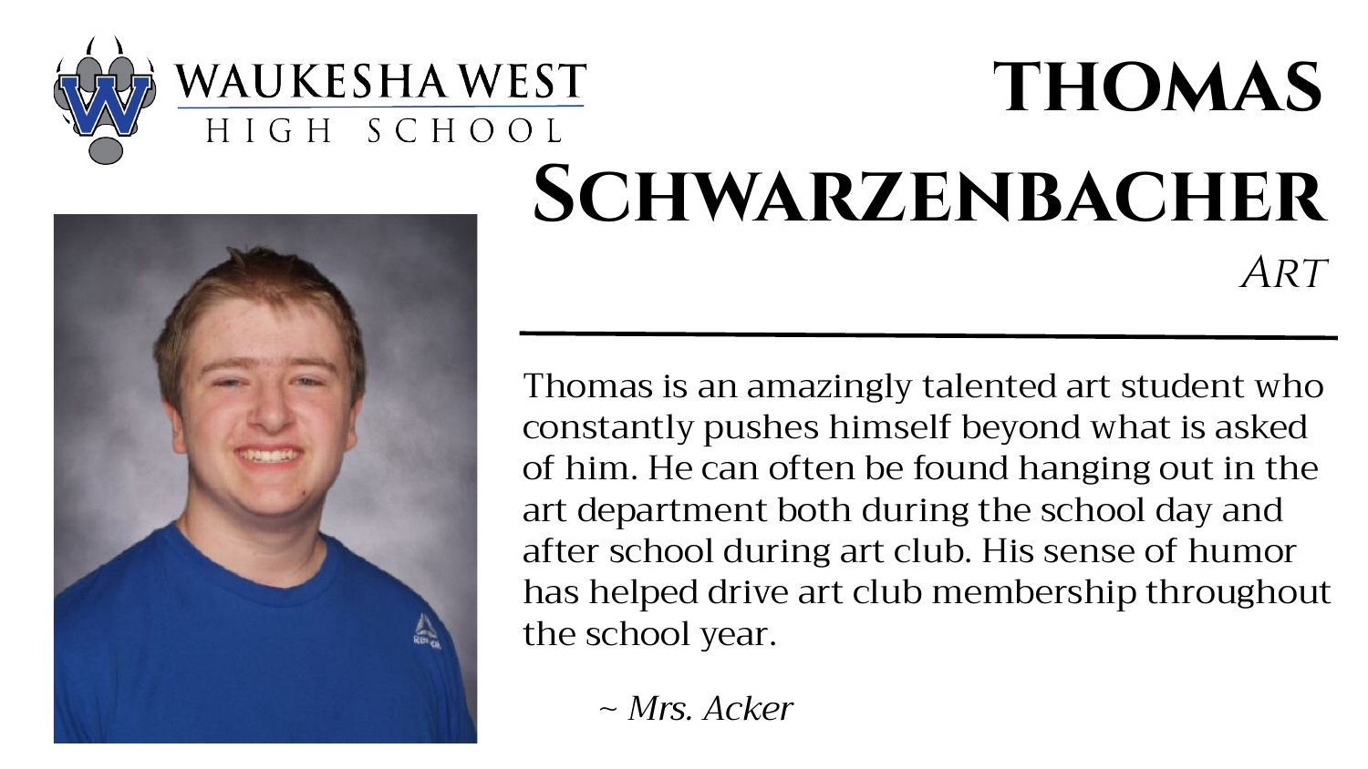WAUKESHA WEST
HIGH SCHOOL

# THOMAS SCHWARZENBACHER

*ART*

---

Thomas is an amazingly talented art student who constantly pushes himself beyond what is asked of him. He can often be found hanging out in the art department both during the school day and after school during art club. His sense of humor has helped drive art club membership throughout the school year.

*~ Mrs. Acker*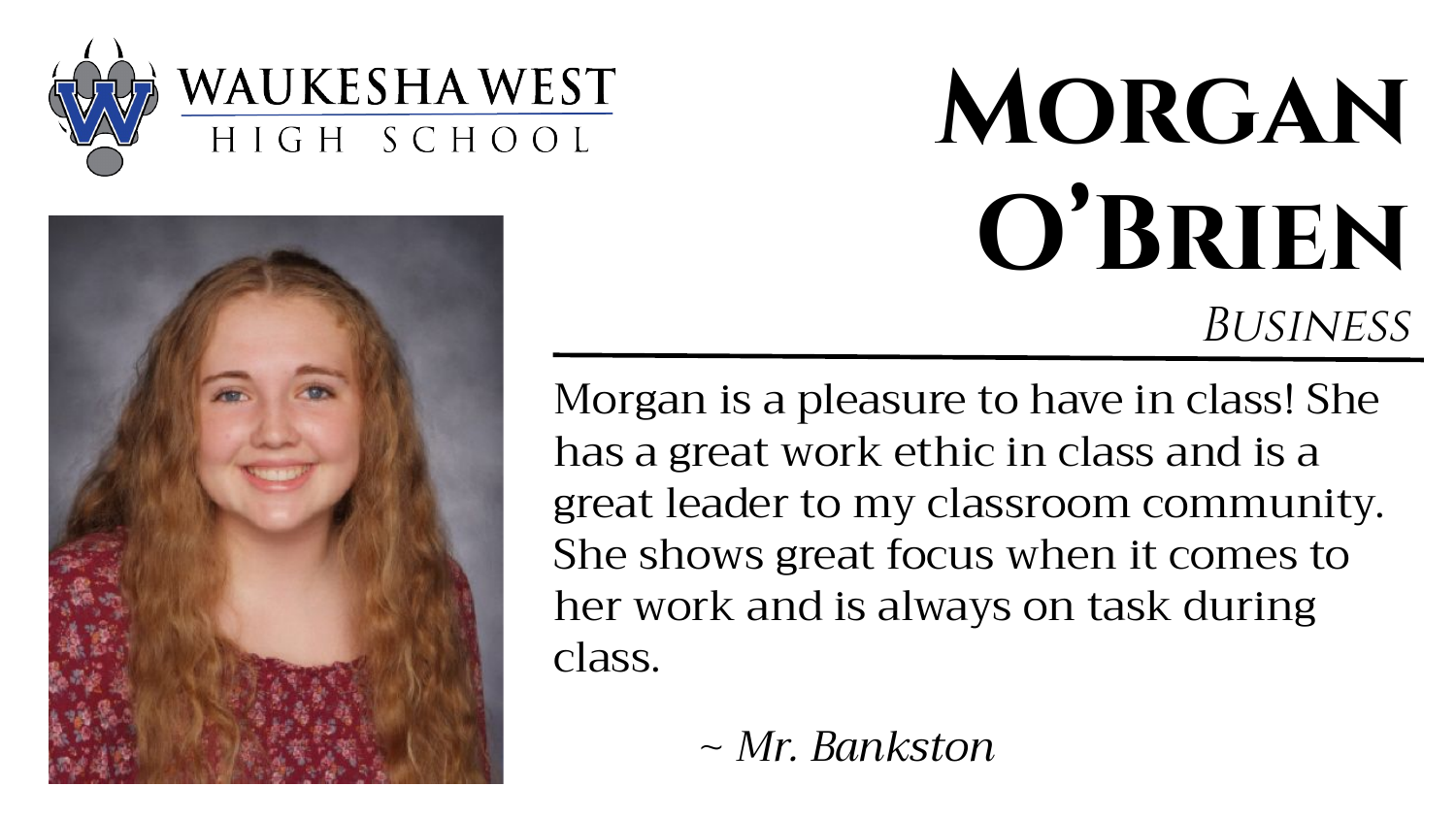WAUKESHA WEST HIGH SCHOOL

# Morgan O'Brien

*Business*

---

Morgan is a pleasure to have in class! She has a great work ethic in class and is a great leader to my classroom community. She shows great focus when it comes to her work and is always on task during class.

*~ Mr. Bankston*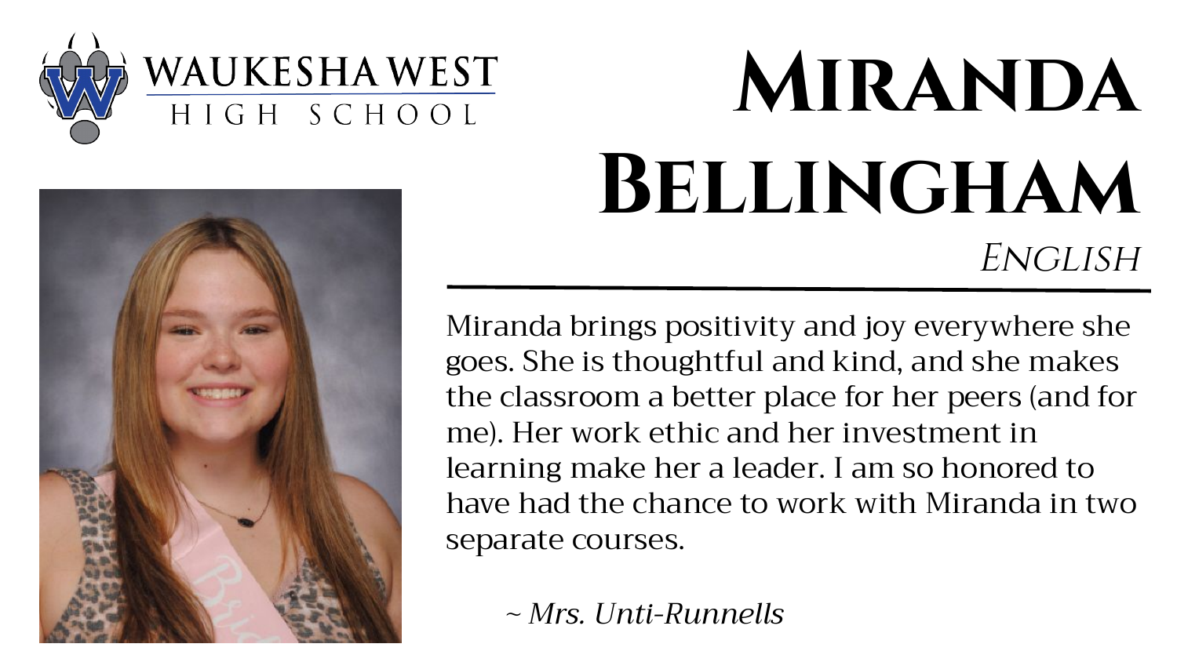WAUKESHA WEST HIGH SCHOOL

# Miranda Bellingham

*English*

---

Miranda brings positivity and joy everywhere she goes. She is thoughtful and kind, and she makes the classroom a better place for her peers (and for me). Her work ethic and her investment in learning make her a leader. I am so honored to have had the chance to work with Miranda in two separate courses.

*~ Mrs. Unti-Runnells*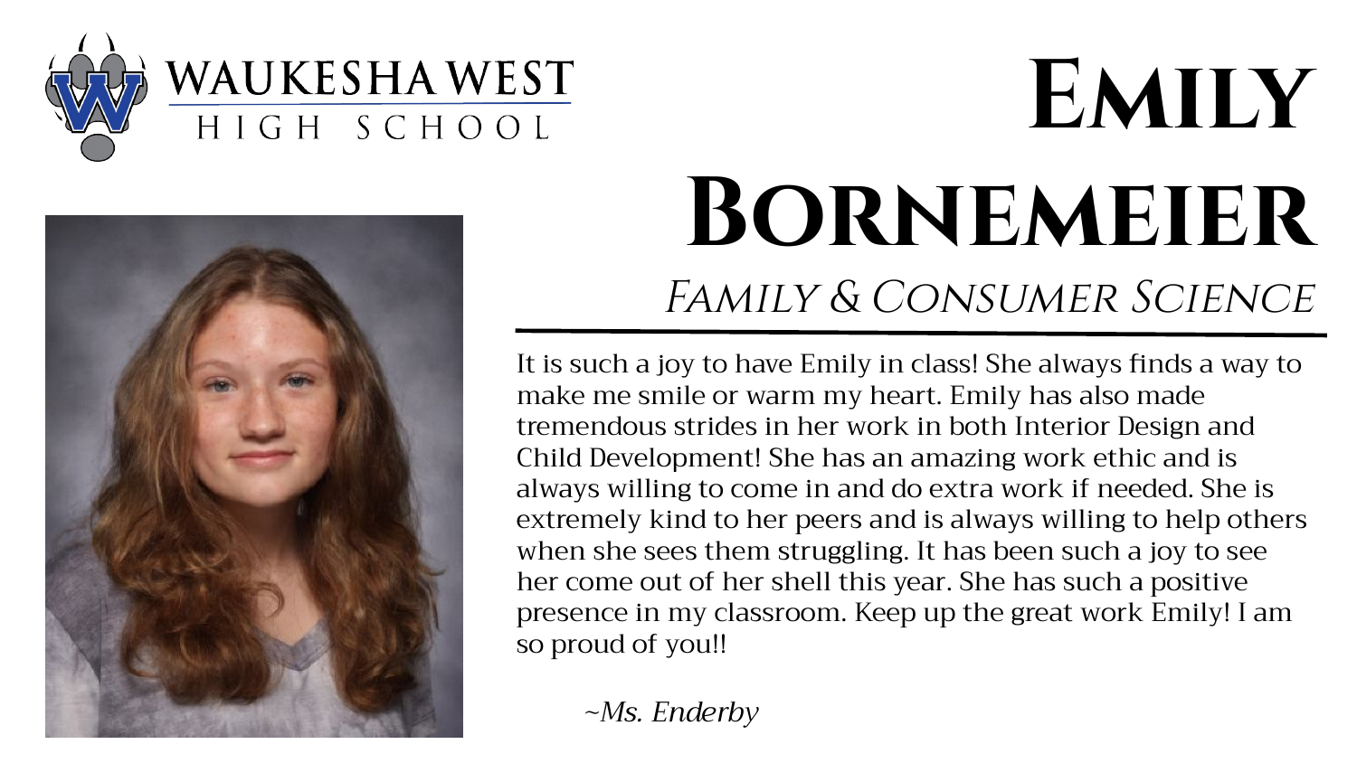Waukesha West High School

# Emily Bornemeier

## *Family & Consumer Science*

It is such a joy to have Emily in class! She always finds a way to make me smile or warm my heart. Emily has also made tremendous strides in her work in both Interior Design and Child Development! She has an amazing work ethic and is always willing to come in and do extra work if needed. She is extremely kind to her peers and is always willing to help others when she sees them struggling. It has been such a joy to see her come out of her shell this year. She has such a positive presence in my classroom. Keep up the great work Emily! I am so proud of you!!

*~Ms. Enderby*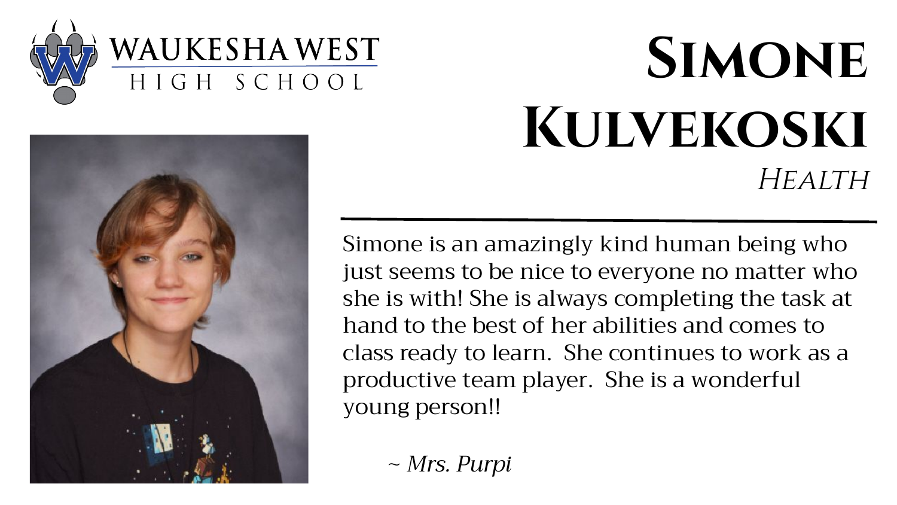WAUKESHA WEST
HIGH SCHOOL

# Simone Kulvekoski

*Health*

---

Simone is an amazingly kind human being who just seems to be nice to everyone no matter who she is with! She is always completing the task at hand to the best of her abilities and comes to class ready to learn. She continues to work as a productive team player. She is a wonderful young person!!

*~ Mrs. Purpi*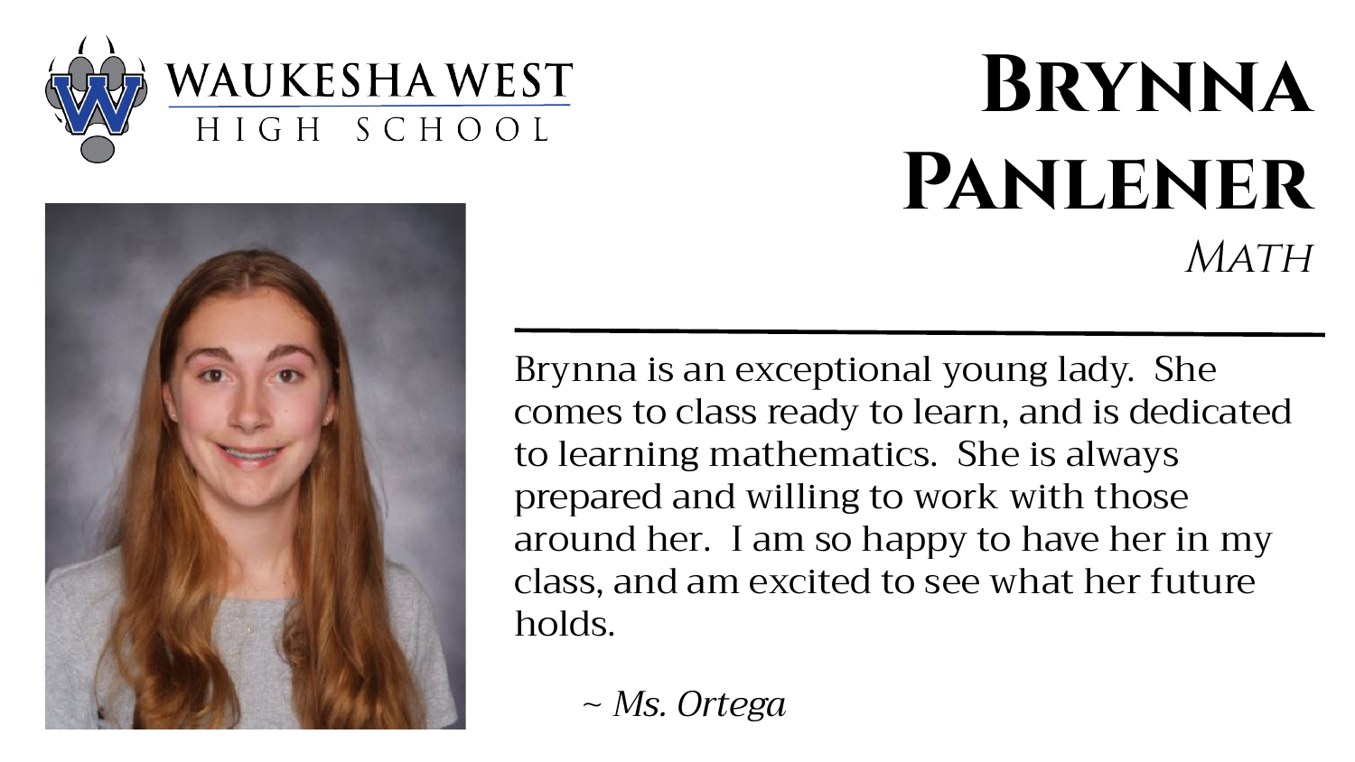WAUKESHA WEST
HIGH SCHOOL

# Brynna Panlener

*Math*

---

Brynna is an exceptional young lady. She comes to class ready to learn, and is dedicated to learning mathematics. She is always prepared and willing to work with those around her. I am so happy to have her in my class, and am excited to see what her future holds.

*~ Ms. Ortega*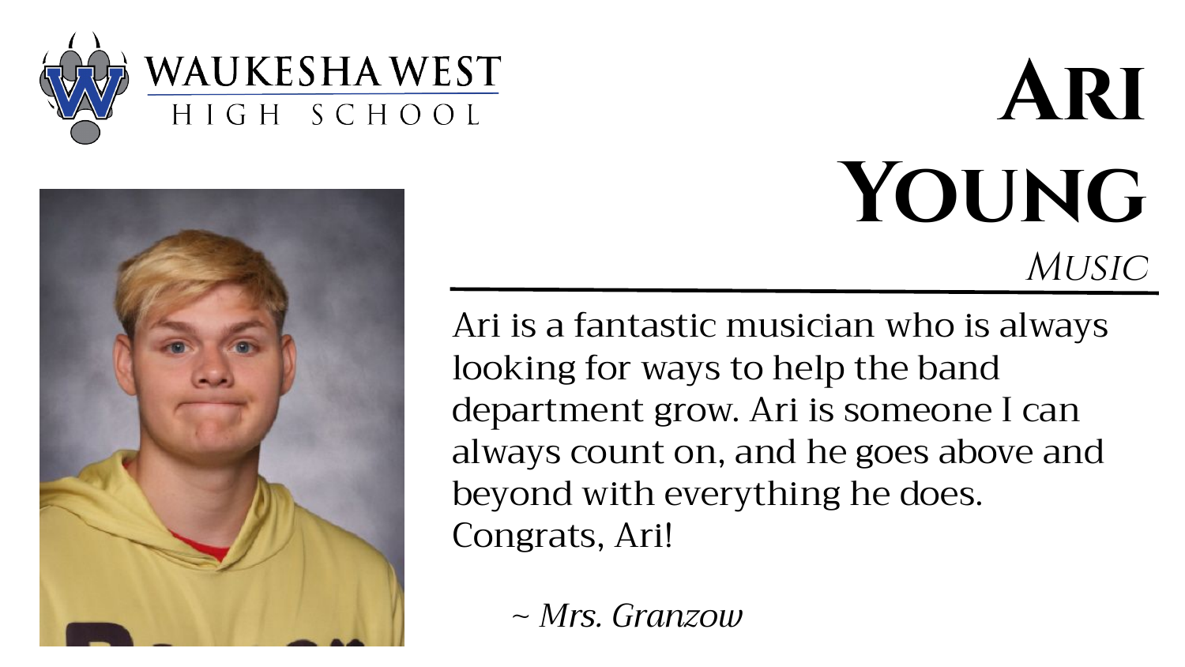WAUKESHA WEST
HIGH SCHOOL

# Ari Young

*Music*

Ari is a fantastic musician who is always looking for ways to help the band department grow. Ari is someone I can always count on, and he goes above and beyond with everything he does. Congrats, Ari!

*~ Mrs. Granzow*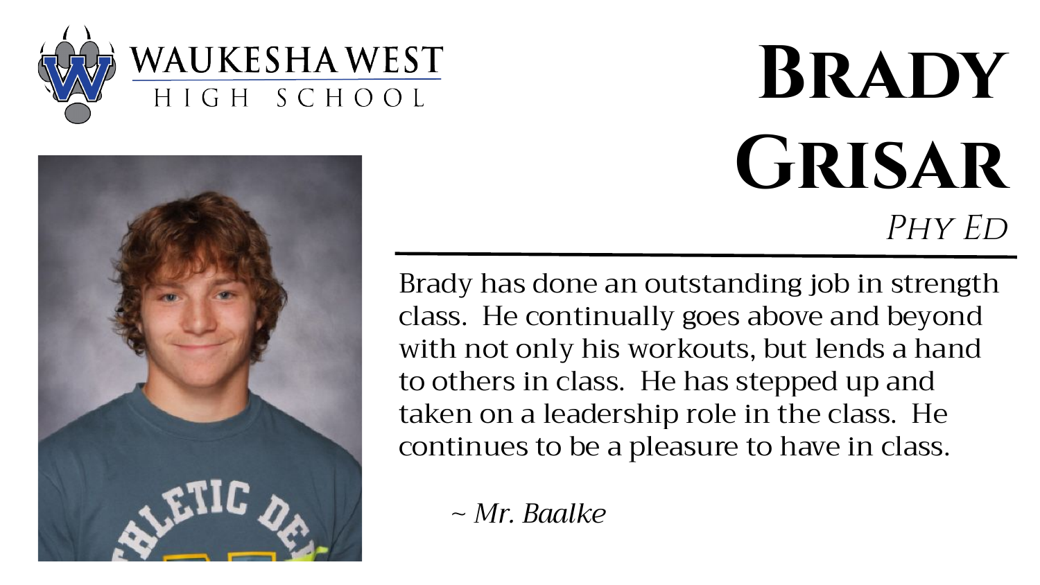WAUKESHA WEST
HIGH SCHOOL

# Brady Grisar

*Phy Ed*

---

Brady has done an outstanding job in strength class. He continually goes above and beyond with not only his workouts, but lends a hand to others in class. He has stepped up and taken on a leadership role in the class. He continues to be a pleasure to have in class.

*~ Mr. Baalke*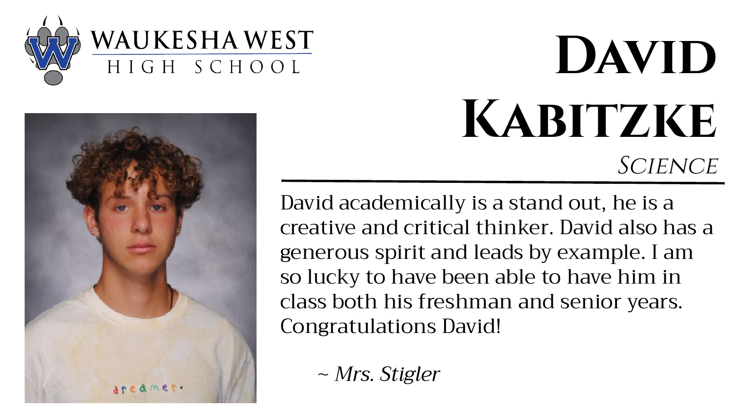WAUKESHA WEST
HIGH SCHOOL

# David Kabitzke

*Science*

---

David academically is a stand out, he is a creative and critical thinker. David also has a generous spirit and leads by example. I am so lucky to have been able to have him in class both his freshman and senior years. Congratulations David!

*~ Mrs. Stigler*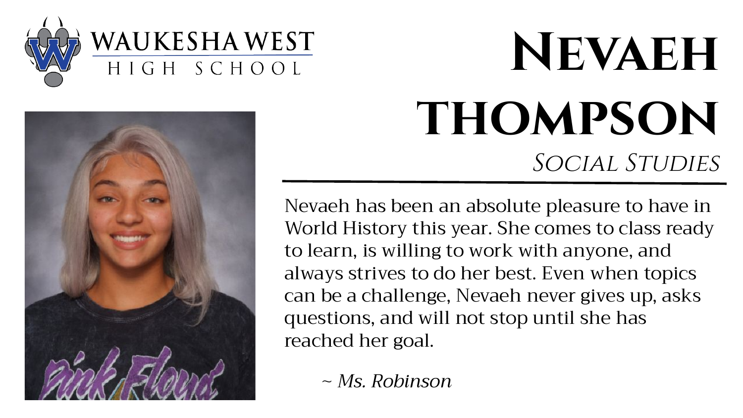WAUKESHA WEST HIGH SCHOOL

# Nevaeh Thompson

## *Social Studies*

Nevaeh has been an absolute pleasure to have in World History this year. She comes to class ready to learn, is willing to work with anyone, and always strives to do her best. Even when topics can be a challenge, Nevaeh never gives up, asks questions, and will not stop until she has reached her goal.

*~ Ms. Robinson*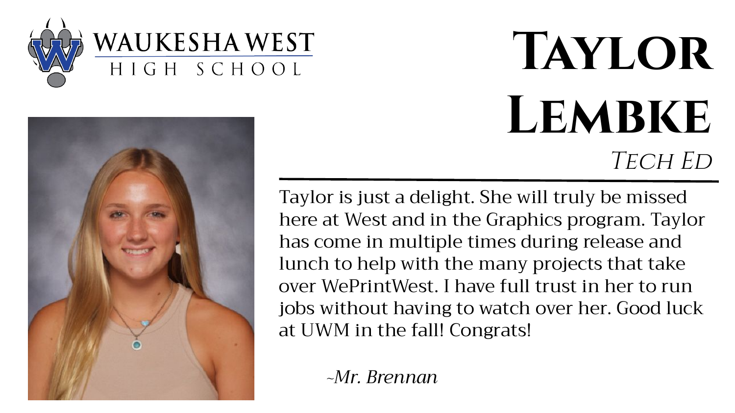WAUKESHA WEST
HIGH SCHOOL

# Taylor Lembke

*Tech Ed*

---

Taylor is just a delight. She will truly be missed here at West and in the Graphics program. Taylor has come in multiple times during release and lunch to help with the many projects that take over WePrintWest. I have full trust in her to run jobs without having to watch over her. Good luck at UWM in the fall! Congrats!

*~Mr. Brennan*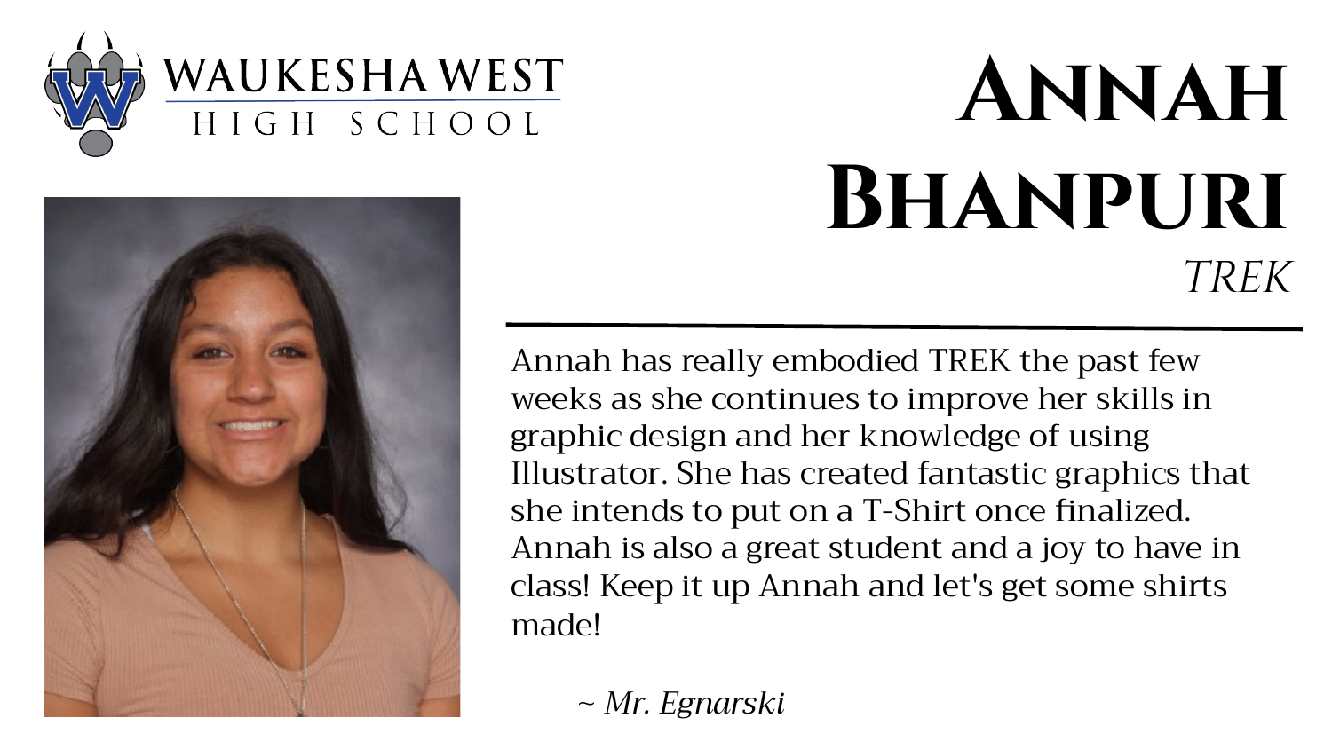WAUKESHA WEST
HIGH SCHOOL

# Annah Bhanpuri

*TREK*

Annah has really embodied TREK the past few weeks as she continues to improve her skills in graphic design and her knowledge of using Illustrator. She has created fantastic graphics that she intends to put on a T-Shirt once finalized. Annah is also a great student and a joy to have in class! Keep it up Annah and let's get some shirts made!

*~ Mr. Egnarski*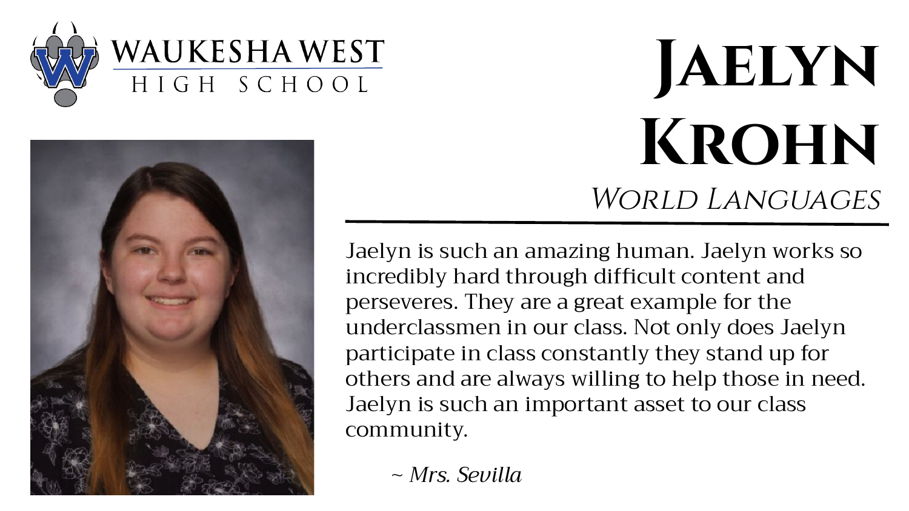WAUKESHA WEST
HIGH SCHOOL

# Jaelyn Krohn

## *World Languages*

Jaelyn is such an amazing human. Jaelyn works so incredibly hard through difficult content and perseveres. They are a great example for the underclassmen in our class. Not only does Jaelyn participate in class constantly they stand up for others and are always willing to help those in need. Jaelyn is such an important asset to our class community.

*~ Mrs. Sevilla*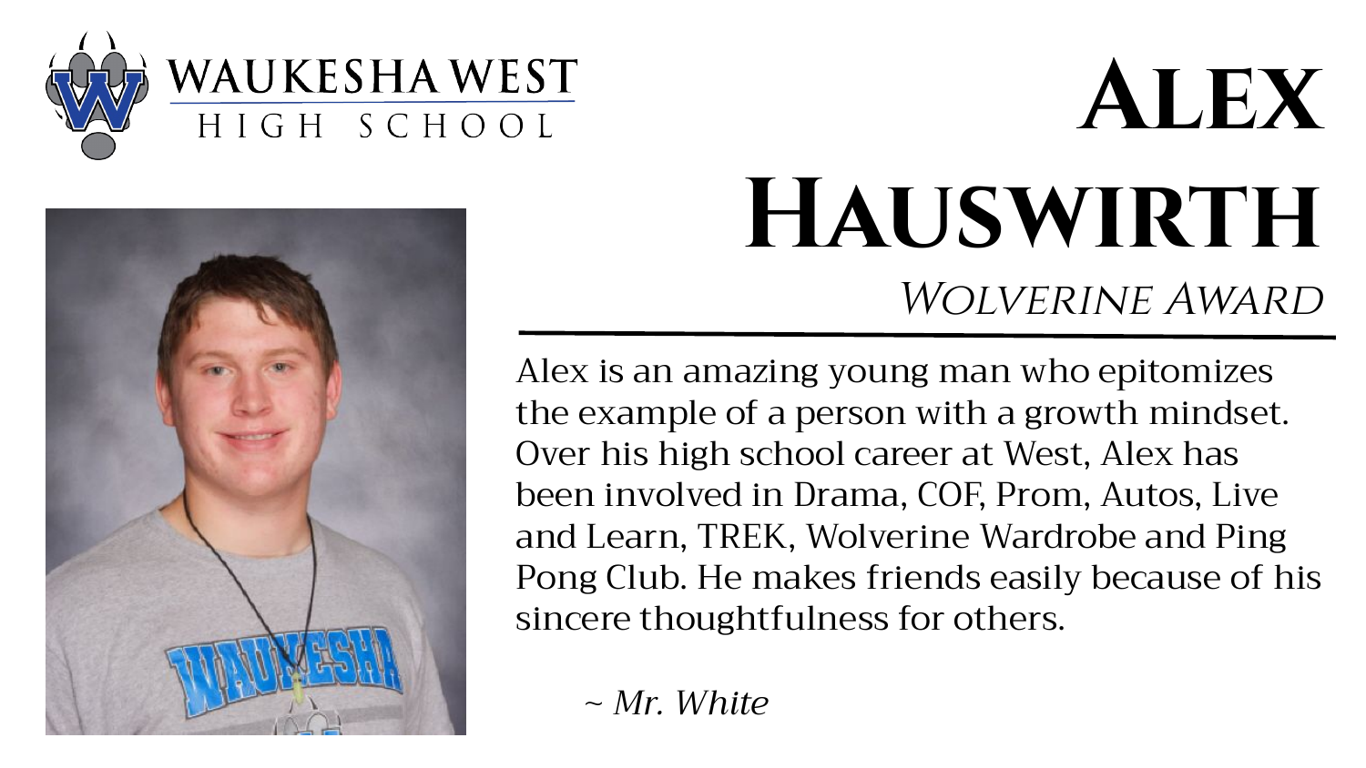WAUKESHA WEST

HIGH SCHOOL

# Alex Hauswirth

*Wolverine Award*

---

Alex is an amazing young man who epitomizes the example of a person with a growth mindset. Over his high school career at West, Alex has been involved in Drama, COF, Prom, Autos, Live and Learn, TREK, Wolverine Wardrobe and Ping Pong Club. He makes friends easily because of his sincere thoughtfulness for others.

*~ Mr. White*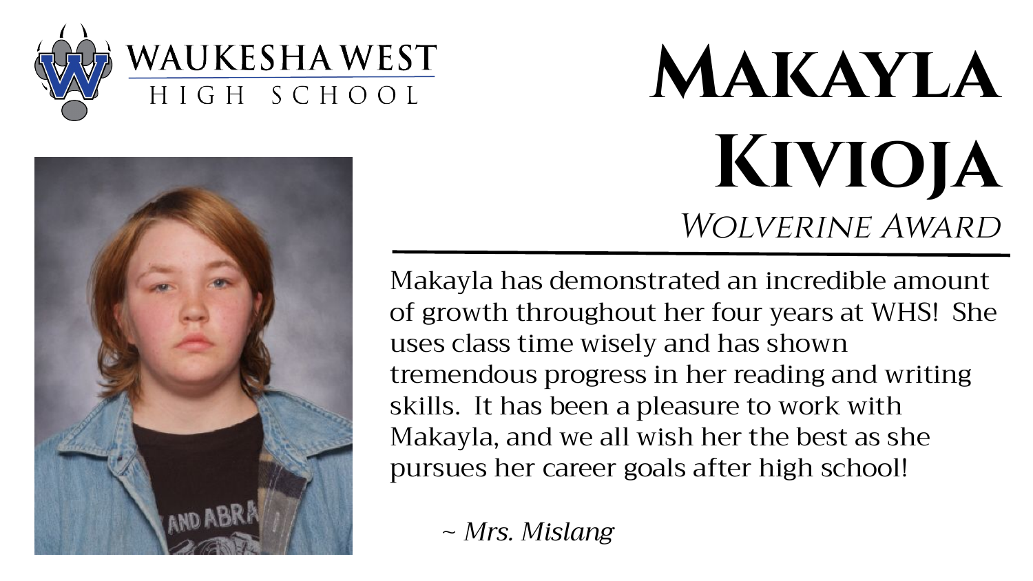WAUKESHA WEST
HIGH SCHOOL

# Makayla Kivioja

*Wolverine Award*

Makayla has demonstrated an incredible amount of growth throughout her four years at WHS! She uses class time wisely and has shown tremendous progress in her reading and writing skills. It has been a pleasure to work with Makayla, and we all wish her the best as she pursues her career goals after high school!

~ *Mrs. Mislang*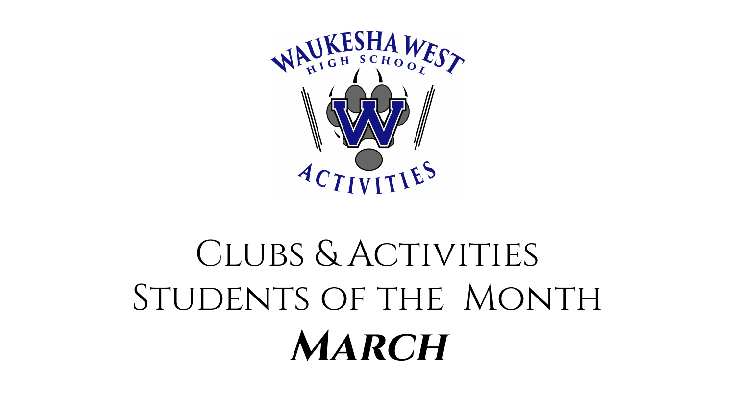WAUKESHA WEST HIGH SCHOOL

ACTIVITIES

# Clubs & Activities Students of the Month

# *March*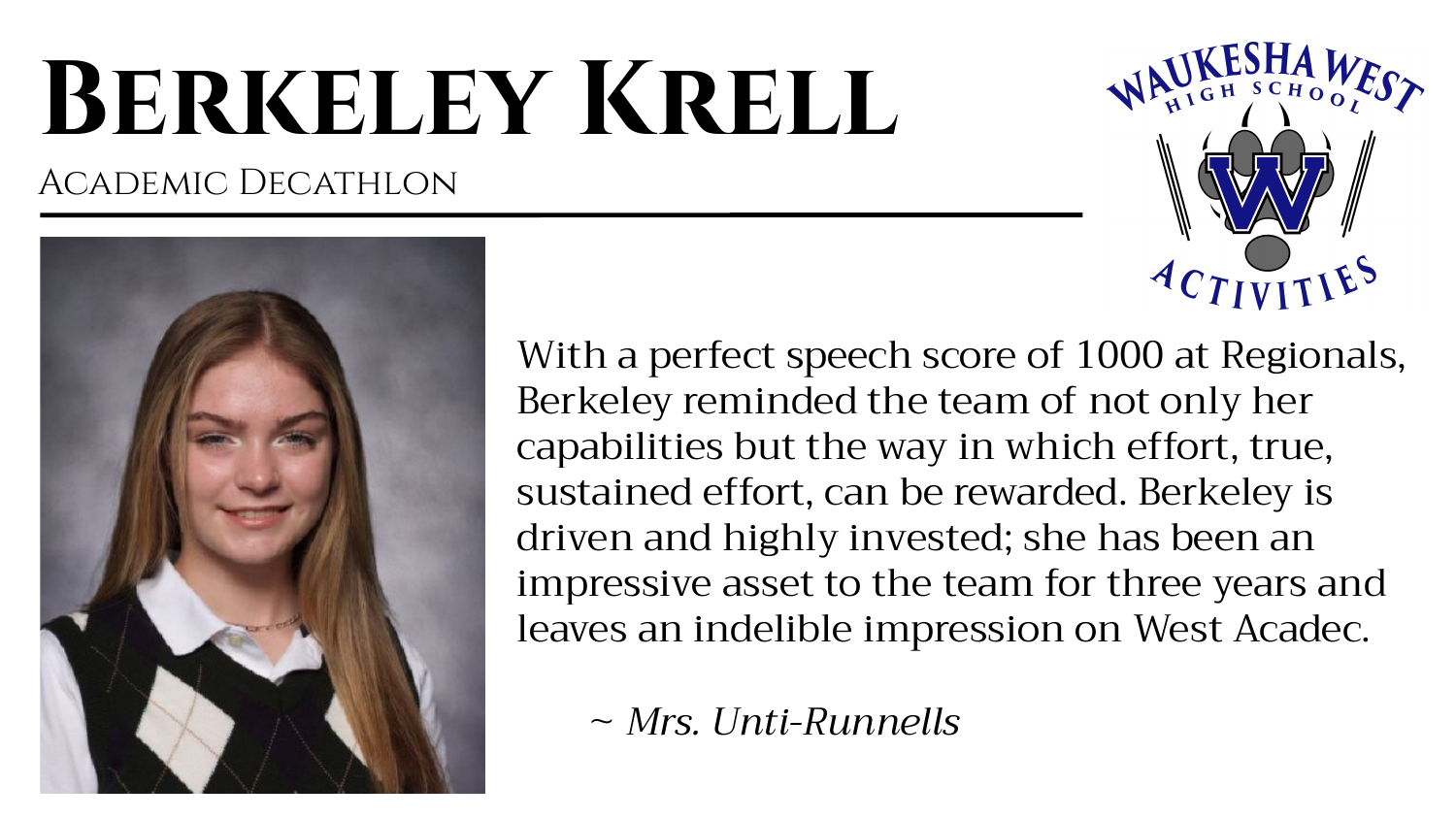# Berkeley Krell

Academic Decathlon

With a perfect speech score of 1000 at Regionals, Berkeley reminded the team of not only her capabilities but the way in which effort, true, sustained effort, can be rewarded. Berkeley is driven and highly invested; she has been an impressive asset to the team for three years and leaves an indelible impression on West Acadec.

~ *Mrs. Unti-Runnells*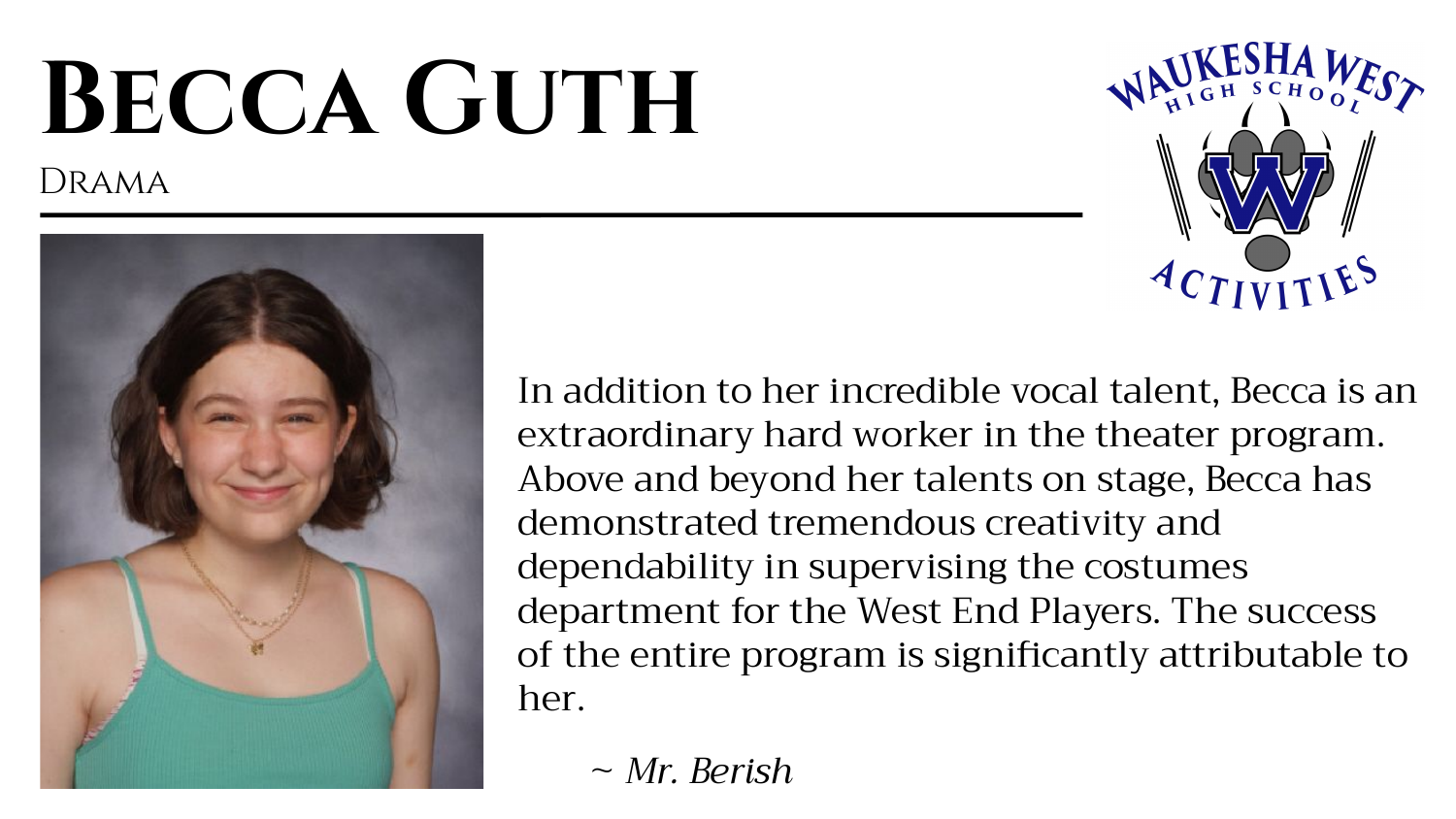# Becca Guth

Drama

In addition to her incredible vocal talent, Becca is an extraordinary hard worker in the theater program. Above and beyond her talents on stage, Becca has demonstrated tremendous creativity and dependability in supervising the costumes department for the West End Players. The success of the entire program is significantly attributable to her.

~ *Mr. Berish*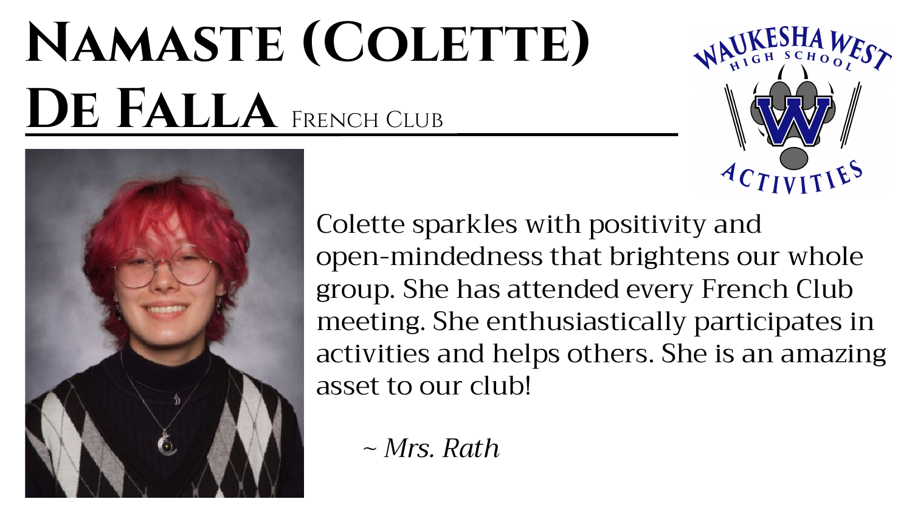# Namaste (Colette) De Falla French Club

Colette sparkles with positivity and open-mindedness that brightens our whole group. She has attended every French Club meeting. She enthusiastically participates in activities and helps others. She is an amazing asset to our club!

*~ Mrs. Rath*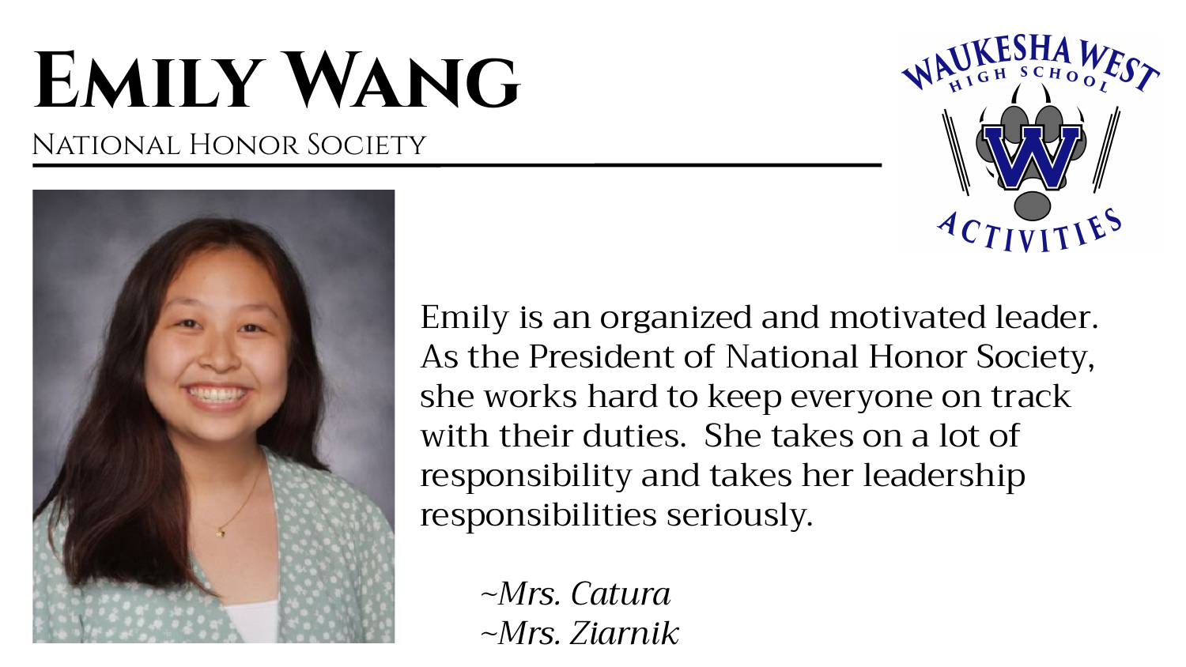# Emily Wang

National Honor Society

Emily is an organized and motivated leader. As the President of National Honor Society, she works hard to keep everyone on track with their duties. She takes on a lot of responsibility and takes her leadership responsibilities seriously.

*~Mrs. Catura*
*~Mrs. Ziarnik*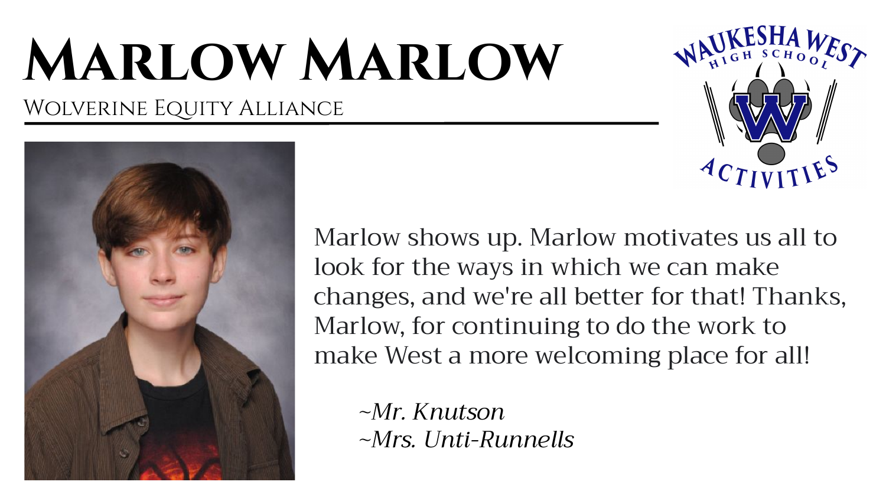# Marlow Marlow

Wolverine Equity Alliance

Waukesha West High School Activities

Marlow shows up. Marlow motivates us all to look for the ways in which we can make changes, and we're all better for that! Thanks, Marlow, for continuing to do the work to make West a more welcoming place for all!

*~Mr. Knutson*
*~Mrs. Unti-Runnells*